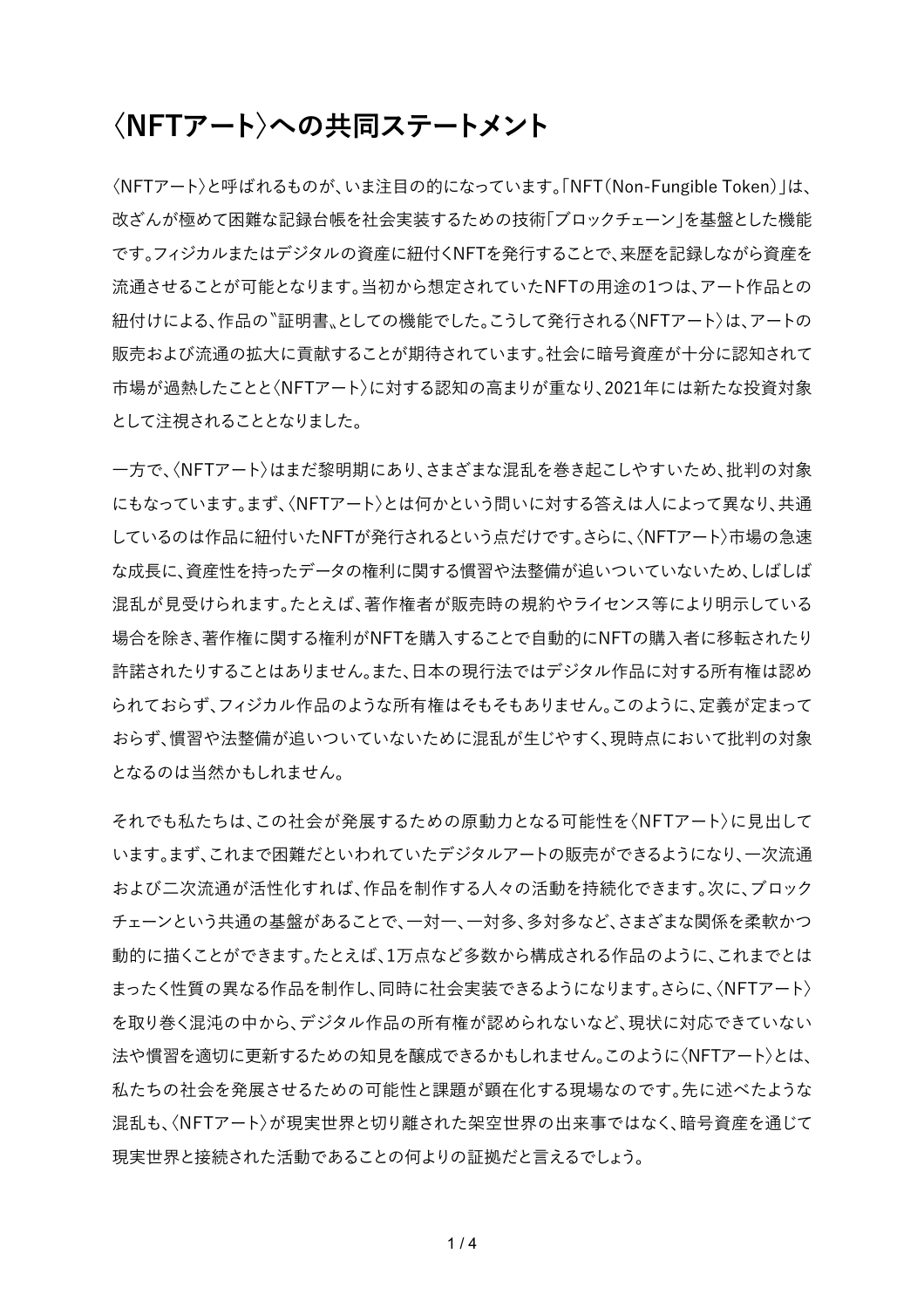# 〈NFTアート〉への共同ステートメント

〈NFTアート〉と呼ばれるものが、いま注目の的になっています。「NFT（Non-Fungible Token）」は、改ざんが極めて困難な記録台帳を社会実装するための技術「ブロックチェーン」を基盤とした機能です。フィジカルまたはデジタルの資産に紐付くNFTを発行することで、来歴を記録しながら資産を流通させることが可能となります。当初から想定されていたNFTの用途の1つは、アート作品との紐付けによる、作品の〝証明書〟としての機能でした。こうして発行される〈NFTアート〉は、アートの販売および流通の拡大に貢献することが期待されています。社会に暗号資産が十分に認知されて市場が過熱したことと〈NFTアート〉に対する認知の高まりが重なり、2021年には新たな投資対象として注視されることとなりました。

一方で、〈NFTアート〉はまだ黎明期にあり、さまざまな混乱を巻き起こしやすいため、批判の対象にもなっています。まず、〈NFTアート〉とは何かという問いに対する答えは人によって異なり、共通しているのは作品に紐付いたNFTが発行されるという点だけです。さらに、〈NFTアート〉市場の急速な成長に、資産性を持ったデータの権利に関する慣習や法整備が追いついていないため、しばしば混乱が見受けられます。たとえば、著作権者が販売時の規約やライセンス等により明示している場合を除き、著作権に関する権利がNFTを購入することで自動的にNFTの購入者に移転されたり許諾されたりすることはありません。また、日本の現行法ではデジタル作品に対する所有権は認められておらず、フィジカル作品のような所有権はそもそもありません。このように、定義が定まっておらず、慣習や法整備が追いついていないために混乱が生じやすく、現時点において批判の対象となるのは当然かもしれません。

それでも私たちは、この社会が発展するための原動力となる可能性を〈NFTアート〉に見出しています。まず、これまで困難だといわれていたデジタルアートの販売ができるようになり、一次流通および二次流通が活性化すれば、作品を制作する人々の活動を持続化できます。次に、ブロックチェーンという共通の基盤があることで、一対一、一対多、多対多など、さまざまな関係を柔軟かつ動的に描くことができます。たとえば、1万点など多数から構成される作品のように、これまでとはまったく性質の異なる作品を制作し、同時に社会実装できるようになります。さらに、〈NFTアート〉を取り巻く混沌の中から、デジタル作品の所有権が認められないなど、現状に対応できていない法や慣習を適切に更新するための知見を醸成できるかもしれません。このように〈NFTアート〉とは、私たちの社会を発展させるための可能性と課題が顕在化する現場なのです。先に述べたような混乱も、〈NFTアート〉が現実世界と切り離された架空世界の出来事ではなく、暗号資産を通じて現実世界と接続された活動であることの何よりの証拠だと言えるでしょう。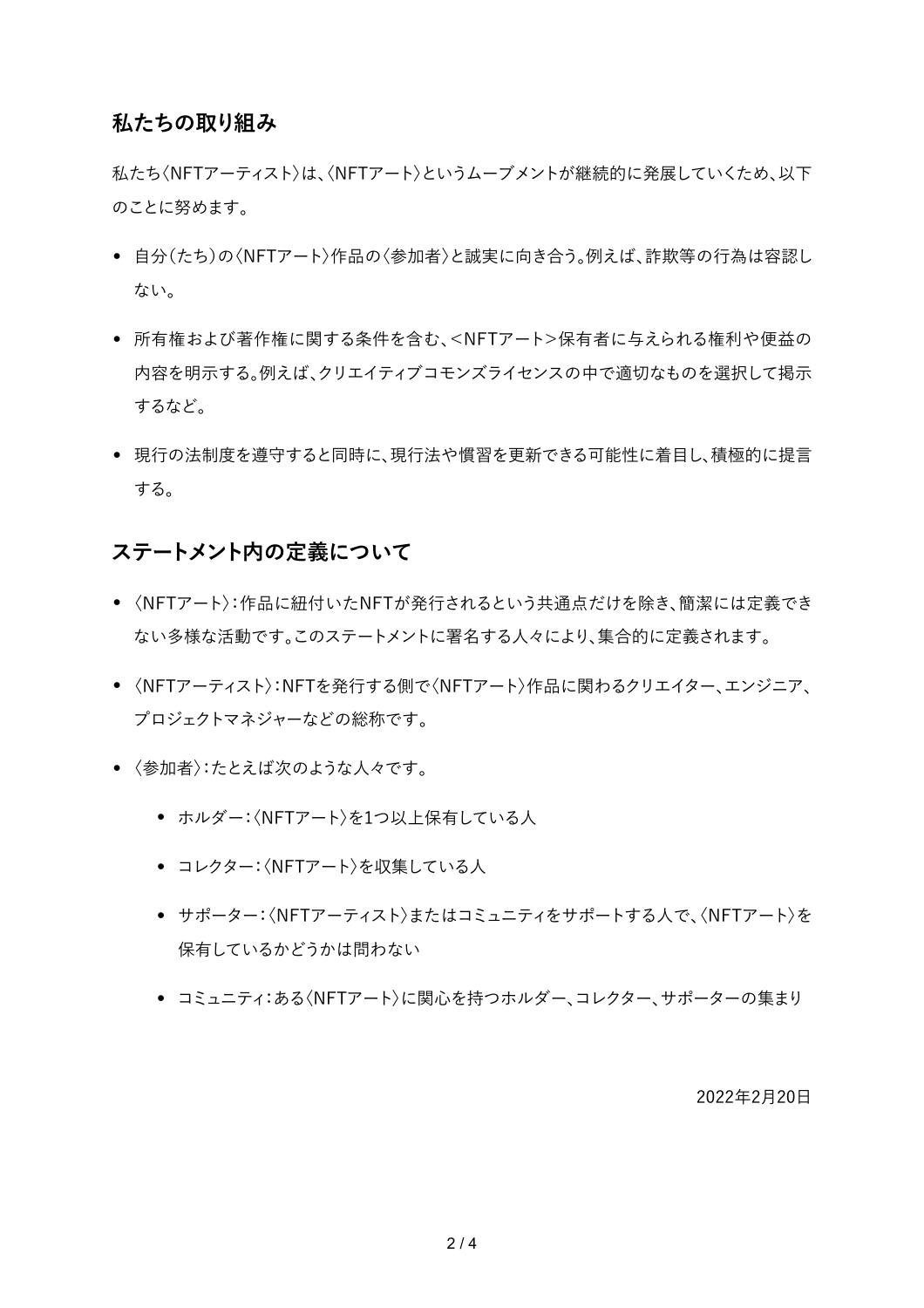## 私たちの取り組み

私たち〈NFTアーティスト〉は、〈NFTアート〉というムーブメントが継続的に発展していくため、以下のことに努めます。

- 自分（たち）の〈NFTアート〉作品の〈参加者〉と誠実に向き合う。例えば、詐欺等の行為は容認しない。
- 所有権および著作権に関する条件を含む、<NFTアート>保有者に与えられる権利や便益の内容を明示する。例えば、クリエイティブコモンズライセンスの中で適切なものを選択して掲示するなど。
- 現行の法制度を遵守すると同時に、現行法や慣習を更新できる可能性に着目し、積極的に提言する。

## ステートメント内の定義について

- 〈NFTアート〉：作品に紐付いたNFTが発行されるという共通点だけを除き、簡潔には定義できない多様な活動です。このステートメントに署名する人々により、集合的に定義されます。
- 〈NFTアーティスト〉：NFTを発行する側で〈NFTアート〉作品に関わるクリエイター、エンジニア、プロジェクトマネジャーなどの総称です。
- 〈参加者〉：たとえば次のような人々です。
  - ホルダー：〈NFTアート〉を1つ以上保有している人
  - コレクター：〈NFTアート〉を収集している人
  - サポーター：〈NFTアーティスト〉またはコミュニティをサポートする人で、〈NFTアート〉を保有しているかどうかは問わない
  - コミュニティ：ある〈NFTアート〉に関心を持つホルダー、コレクター、サポーターの集まり

2022年2月20日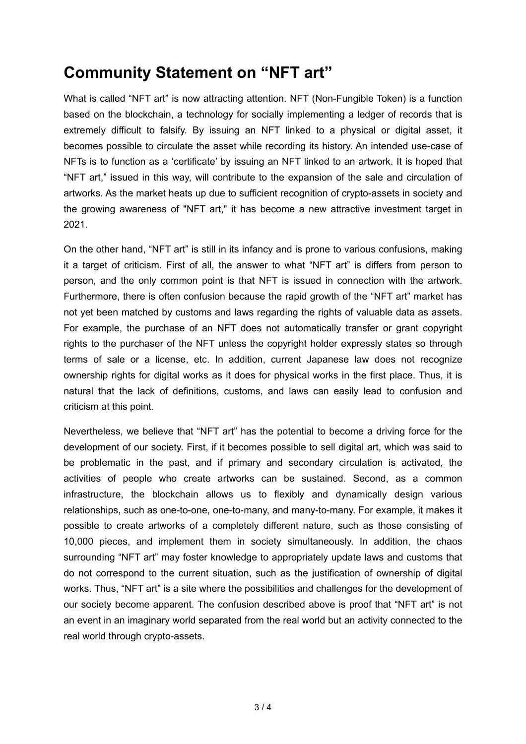# Community Statement on “NFT art”

What is called “NFT art” is now attracting attention. NFT (Non-Fungible Token) is a function based on the blockchain, a technology for socially implementing a ledger of records that is extremely difficult to falsify. By issuing an NFT linked to a physical or digital asset, it becomes possible to circulate the asset while recording its history. An intended use-case of NFTs is to function as a ‘certificate’ by issuing an NFT linked to an artwork. It is hoped that “NFT art,” issued in this way, will contribute to the expansion of the sale and circulation of artworks. As the market heats up due to sufficient recognition of crypto-assets in society and the growing awareness of "NFT art," it has become a new attractive investment target in 2021.

On the other hand, “NFT art” is still in its infancy and is prone to various confusions, making it a target of criticism. First of all, the answer to what “NFT art” is differs from person to person, and the only common point is that NFT is issued in connection with the artwork. Furthermore, there is often confusion because the rapid growth of the “NFT art” market has not yet been matched by customs and laws regarding the rights of valuable data as assets. For example, the purchase of an NFT does not automatically transfer or grant copyright rights to the purchaser of the NFT unless the copyright holder expressly states so through terms of sale or a license, etc. In addition, current Japanese law does not recognize ownership rights for digital works as it does for physical works in the first place. Thus, it is natural that the lack of definitions, customs, and laws can easily lead to confusion and criticism at this point.

Nevertheless, we believe that “NFT art” has the potential to become a driving force for the development of our society. First, if it becomes possible to sell digital art, which was said to be problematic in the past, and if primary and secondary circulation is activated, the activities of people who create artworks can be sustained. Second, as a common infrastructure, the blockchain allows us to flexibly and dynamically design various relationships, such as one-to-one, one-to-many, and many-to-many. For example, it makes it possible to create artworks of a completely different nature, such as those consisting of 10,000 pieces, and implement them in society simultaneously. In addition, the chaos surrounding “NFT art” may foster knowledge to appropriately update laws and customs that do not correspond to the current situation, such as the justification of ownership of digital works. Thus, “NFT art” is a site where the possibilities and challenges for the development of our society become apparent. The confusion described above is proof that “NFT art” is not an event in an imaginary world separated from the real world but an activity connected to the real world through crypto-assets.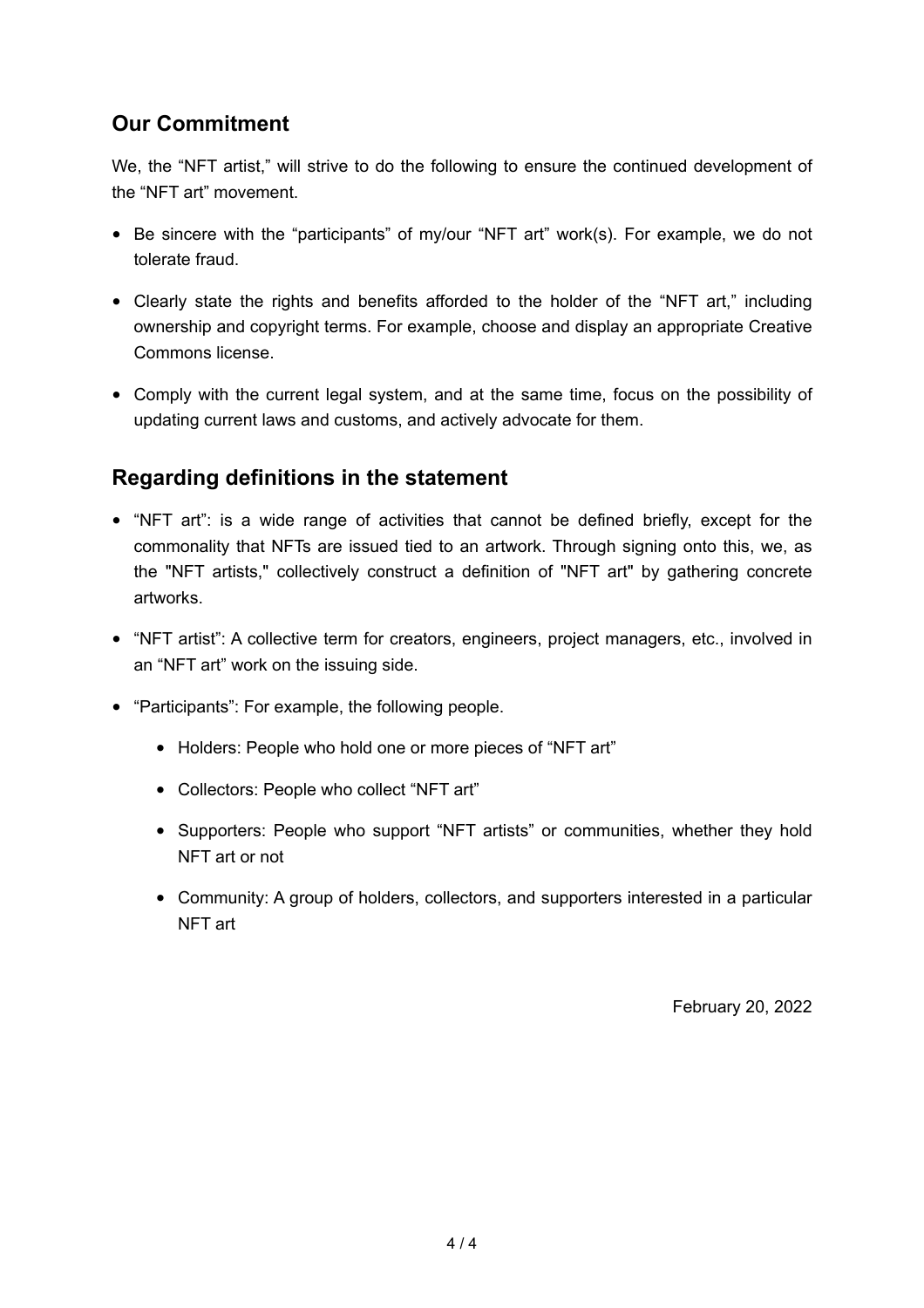## Our Commitment

We, the “NFT artist,” will strive to do the following to ensure the continued development of the “NFT art” movement.

- Be sincere with the “participants” of my/our “NFT art” work(s). For example, we do not tolerate fraud.
- Clearly state the rights and benefits afforded to the holder of the “NFT art,” including ownership and copyright terms. For example, choose and display an appropriate Creative Commons license.
- Comply with the current legal system, and at the same time, focus on the possibility of updating current laws and customs, and actively advocate for them.

## Regarding definitions in the statement

- “NFT art”: is a wide range of activities that cannot be defined briefly, except for the commonality that NFTs are issued tied to an artwork. Through signing onto this, we, as the "NFT artists," collectively construct a definition of "NFT art" by gathering concrete artworks.
- “NFT artist”: A collective term for creators, engineers, project managers, etc., involved in an “NFT art” work on the issuing side.
- “Participants”: For example, the following people.
  - Holders: People who hold one or more pieces of “NFT art”
  - Collectors: People who collect “NFT art”
  - Supporters: People who support “NFT artists” or communities, whether they hold NFT art or not
  - Community: A group of holders, collectors, and supporters interested in a particular NFT art

February 20, 2022